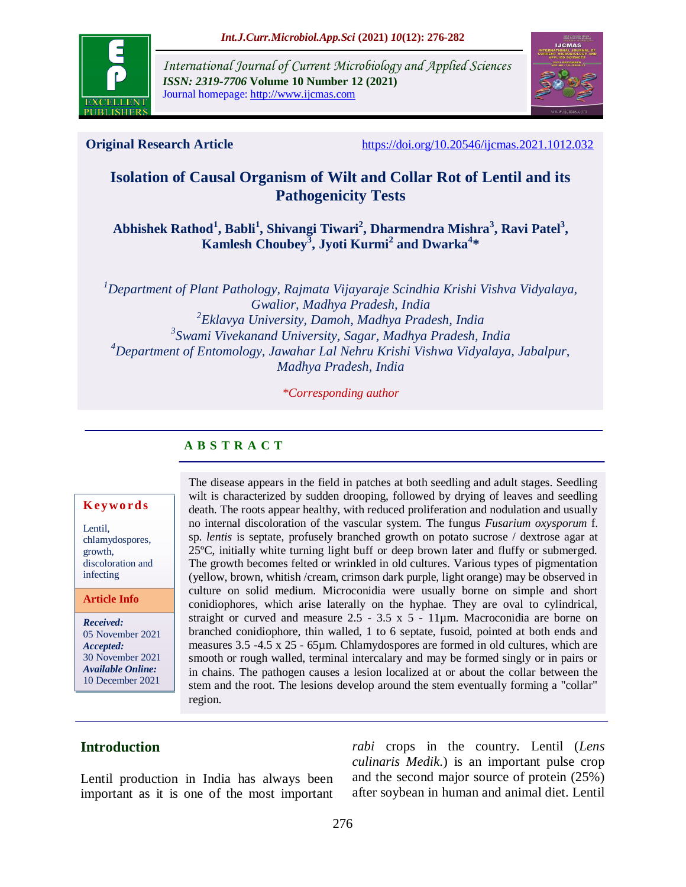**Original Research Article** https://doi.org/10.20546/ijcmas.2021.1012.032

# Isolation of Causal Organism of Wilt and Collar Rot of Lentil and its Pathogenicity Tests

**Abhishek Rathod[1], Babli[1], Shivangi Tiwari[2], Dharmendra Mishra[3], Ravi Patel[3], Kamlesh Choubey[3], Jyoti Kurmi[2] and Dwarka[4]***

*[1]Department of Plant Pathology, Rajmata Vijayaraje Scindhia Krishi Vishva Vidyalaya, Gwalior, Madhya Pradesh, India*
*[2]Eklavya University, Damoh, Madhya Pradesh, India*
*[3]Swami Vivekanand University, Sagar, Madhya Pradesh, India*
*[4]Department of Entomology, Jawahar Lal Nehru Krishi Vishwa Vidyalaya, Jabalpur, Madhya Pradesh, India*

*\*Corresponding author*

## A B S T R A C T

**Keywords**

Lentil, chlamydospores, growth, discoloration and infecting

**Article Info**

*Received:* 05 November 2021
*Accepted:* 30 November 2021
*Available Online:* 10 December 2021

The disease appears in the field in patches at both seedling and adult stages. Seedling wilt is characterized by sudden drooping, followed by drying of leaves and seedling death. The roots appear healthy, with reduced proliferation and nodulation and usually no internal discoloration of the vascular system. The fungus *Fusarium oxysporum* f. sp. *lentis* is septate, profusely branched growth on potato sucrose / dextrose agar at 25ºC, initially white turning light buff or deep brown later and fluffy or submerged. The growth becomes felted or wrinkled in old cultures. Various types of pigmentation (yellow, brown, whitish /cream, crimson dark purple, light orange) may be observed in culture on solid medium. Microconidia were usually borne on simple and short conidiophores, which arise laterally on the hyphae. They are oval to cylindrical, straight or curved and measure 2.5 - 3.5 x 5 - 11µm. Macroconidia are borne on branched conidiophore, thin walled, 1 to 6 septate, fusoid, pointed at both ends and measures 3.5 -4.5 x 25 - 65µm. Chlamydospores are formed in old cultures, which are smooth or rough walled, terminal intercalary and may be formed singly or in pairs or in chains. The pathogen causes a lesion localized at or about the collar between the stem and the root. The lesions develop around the stem eventually forming a "collar" region.

## Introduction

Lentil production in India has always been important as it is one of the most important *rabi* crops in the country. Lentil (*Lens culinaris Medik.*) is an important pulse crop and the second major source of protein (25%) after soybean in human and animal diet. Lentil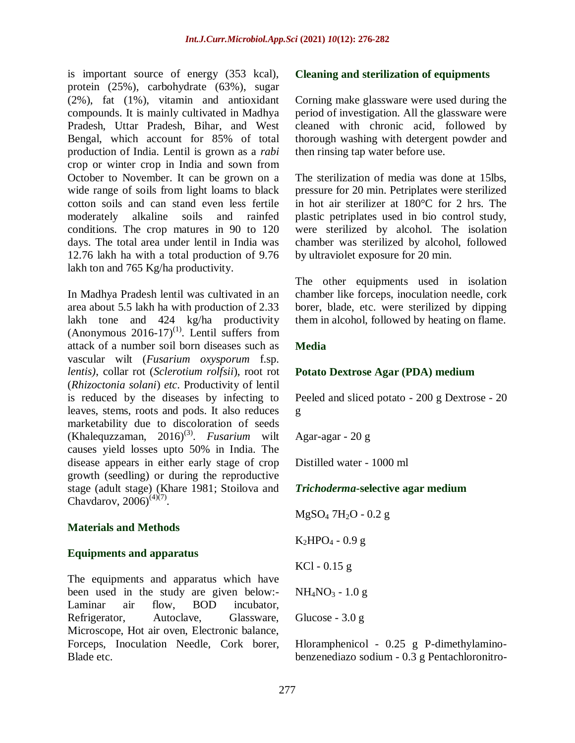is important source of energy (353 kcal), protein (25%), carbohydrate (63%), sugar (2%), fat (1%), vitamin and antioxidant compounds. It is mainly cultivated in Madhya Pradesh, Uttar Pradesh, Bihar, and West Bengal, which account for 85% of total production of India. Lentil is grown as a *rabi* crop or winter crop in India and sown from October to November. It can be grown on a wide range of soils from light loams to black cotton soils and can stand even less fertile moderately alkaline soils and rainfed conditions. The crop matures in 90 to 120 days. The total area under lentil in India was 12.76 lakh ha with a total production of 9.76 lakh ton and 765 Kg/ha productivity.

In Madhya Pradesh lentil was cultivated in an area about 5.5 lakh ha with production of 2.33 lakh tone and 424 kg/ha productivity (Anonymous 2016-17)[(1)]. Lentil suffers from attack of a number soil born diseases such as vascular wilt (*Fusarium oxysporum* f.sp. *lentis)*, collar rot (*Sclerotium rolfsii*), root rot (*Rhizoctonia solani*) *etc*. Productivity of lentil is reduced by the diseases by infecting to leaves, stems, roots and pods. It also reduces marketability due to discoloration of seeds (Khalequzzaman, 2016)[(3)]. *Fusarium* wilt causes yield losses upto 50% in India. The disease appears in either early stage of crop growth (seedling) or during the reproductive stage (adult stage) (Khare 1981; Stoilova and Chavdarov, 2006)[(4)(7)].

## Materials and Methods

### Equipments and apparatus

The equipments and apparatus which have been used in the study are given below:- Laminar air flow, BOD incubator, Refrigerator, Autoclave, Glassware, Microscope, Hot air oven, Electronic balance, Forceps, Inoculation Needle, Cork borer, Blade etc.

### Cleaning and sterilization of equipments

Corning make glassware were used during the period of investigation. All the glassware were cleaned with chronic acid, followed by thorough washing with detergent powder and then rinsing tap water before use.

The sterilization of media was done at 15lbs, pressure for 20 min. Petriplates were sterilized in hot air sterilizer at 180°C for 2 hrs. The plastic petriplates used in bio control study, were sterilized by alcohol. The isolation chamber was sterilized by alcohol, followed by ultraviolet exposure for 20 min.

The other equipments used in isolation chamber like forceps, inoculation needle, cork borer, blade, etc. were sterilized by dipping them in alcohol, followed by heating on flame.

### Media

### Potato Dextrose Agar (PDA) medium

Peeled and sliced potato - 200 g Dextrose - 20 g

Agar-agar - 20 g

Distilled water - 1000 ml

### *Trichoderma*-selective agar medium

$MgSO_4\ 7H_2O$ - 0.2 g

$K_2HPO_4$ - 0.9 g

KCl - 0.15 g

$NH_4NO_3$ - 1.0 g

Glucose - 3.0 g

Hloramphenicol - 0.25 g P-dimethylamino-benzenediazo sodium - 0.3 g Pentachloronitro-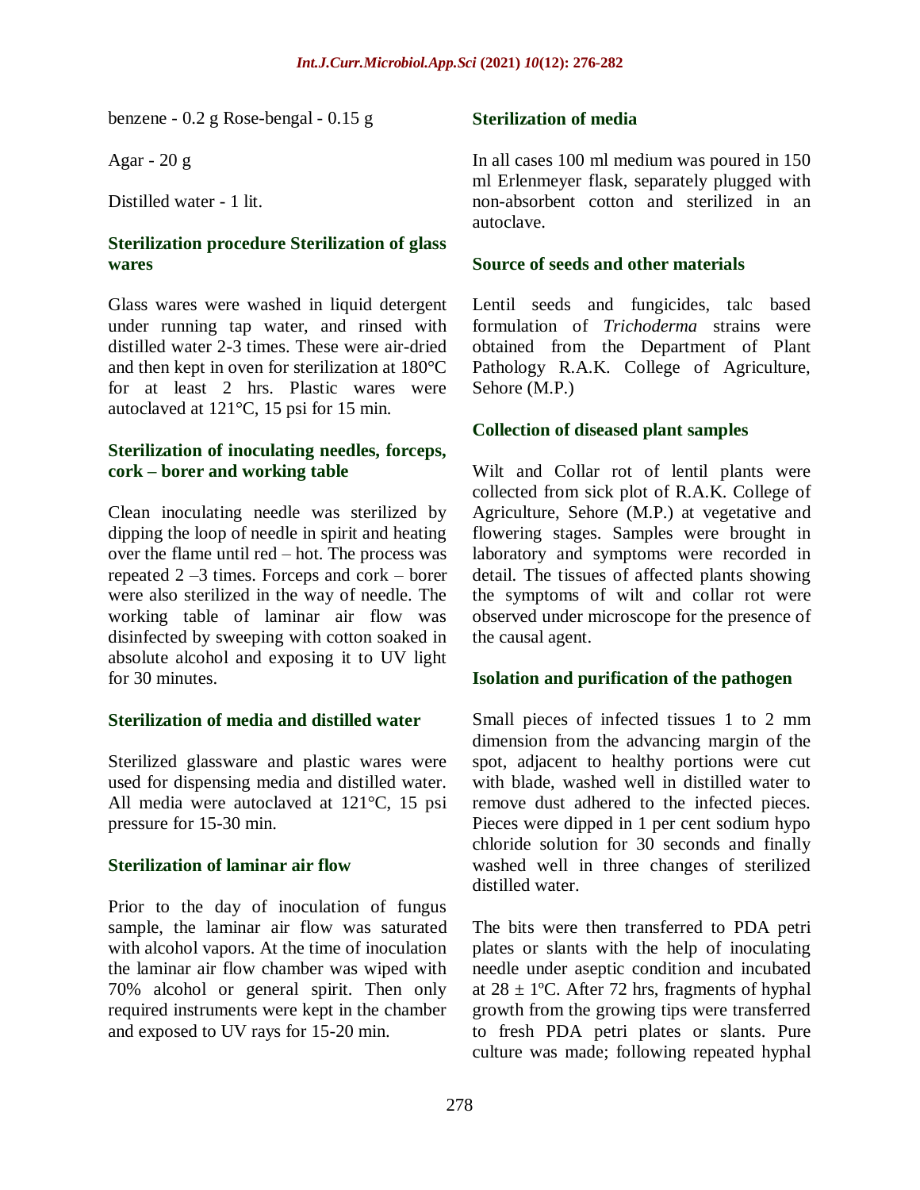benzene - 0.2 g Rose-bengal - 0.15 g

Agar - 20 g

Distilled water - 1 lit.

### Sterilization procedure Sterilization of glass wares

Glass wares were washed in liquid detergent under running tap water, and rinsed with distilled water 2-3 times. These were air-dried and then kept in oven for sterilization at 180°C for at least 2 hrs. Plastic wares were autoclaved at 121°C, 15 psi for 15 min.

### Sterilization of inoculating needles, forceps, cork – borer and working table

Clean inoculating needle was sterilized by dipping the loop of needle in spirit and heating over the flame until red – hot. The process was repeated 2 –3 times. Forceps and cork – borer were also sterilized in the way of needle. The working table of laminar air flow was disinfected by sweeping with cotton soaked in absolute alcohol and exposing it to UV light for 30 minutes.

### Sterilization of media and distilled water

Sterilized glassware and plastic wares were used for dispensing media and distilled water. All media were autoclaved at 121°C, 15 psi pressure for 15-30 min.

### Sterilization of laminar air flow

Prior to the day of inoculation of fungus sample, the laminar air flow was saturated with alcohol vapors. At the time of inoculation the laminar air flow chamber was wiped with 70% alcohol or general spirit. Then only required instruments were kept in the chamber and exposed to UV rays for 15-20 min.

### Sterilization of media

In all cases 100 ml medium was poured in 150 ml Erlenmeyer flask, separately plugged with non-absorbent cotton and sterilized in an autoclave.

### Source of seeds and other materials

Lentil seeds and fungicides, talc based formulation of *Trichoderma* strains were obtained from the Department of Plant Pathology R.A.K. College of Agriculture, Sehore (M.P.)

### Collection of diseased plant samples

Wilt and Collar rot of lentil plants were collected from sick plot of R.A.K. College of Agriculture, Sehore (M.P.) at vegetative and flowering stages. Samples were brought in laboratory and symptoms were recorded in detail. The tissues of affected plants showing the symptoms of wilt and collar rot were observed under microscope for the presence of the causal agent.

### Isolation and purification of the pathogen

Small pieces of infected tissues 1 to 2 mm dimension from the advancing margin of the spot, adjacent to healthy portions were cut with blade, washed well in distilled water to remove dust adhered to the infected pieces. Pieces were dipped in 1 per cent sodium hypo chloride solution for 30 seconds and finally washed well in three changes of sterilized distilled water.

The bits were then transferred to PDA petri plates or slants with the help of inoculating needle under aseptic condition and incubated at 28 ± 1ºC. After 72 hrs, fragments of hyphal growth from the growing tips were transferred to fresh PDA petri plates or slants. Pure culture was made; following repeated hyphal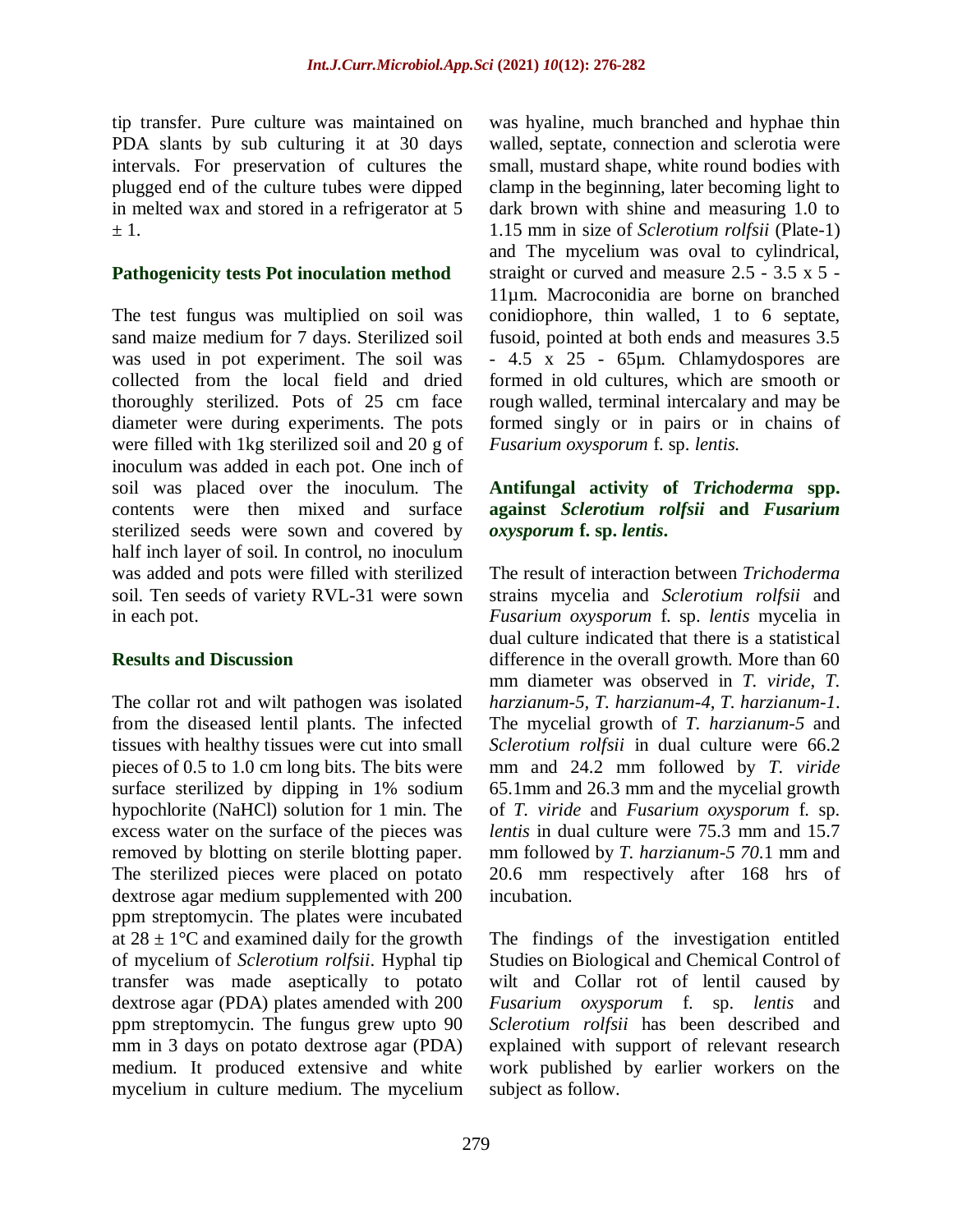tip transfer. Pure culture was maintained on PDA slants by sub culturing it at 30 days intervals. For preservation of cultures the plugged end of the culture tubes were dipped in melted wax and stored in a refrigerator at 5 ± 1.

### Pathogenicity tests Pot inoculation method

The test fungus was multiplied on soil was sand maize medium for 7 days. Sterilized soil was used in pot experiment. The soil was collected from the local field and dried thoroughly sterilized. Pots of 25 cm face diameter were during experiments. The pots were filled with 1kg sterilized soil and 20 g of inoculum was added in each pot. One inch of soil was placed over the inoculum. The contents were then mixed and surface sterilized seeds were sown and covered by half inch layer of soil. In control, no inoculum was added and pots were filled with sterilized soil. Ten seeds of variety RVL-31 were sown in each pot.

## Results and Discussion

The collar rot and wilt pathogen was isolated from the diseased lentil plants. The infected tissues with healthy tissues were cut into small pieces of 0.5 to 1.0 cm long bits. The bits were surface sterilized by dipping in 1% sodium hypochlorite (NaHCl) solution for 1 min. The excess water on the surface of the pieces was removed by blotting on sterile blotting paper. The sterilized pieces were placed on potato dextrose agar medium supplemented with 200 ppm streptomycin. The plates were incubated at 28 ± 1°C and examined daily for the growth of mycelium of *Sclerotium rolfsii*. Hyphal tip transfer was made aseptically to potato dextrose agar (PDA) plates amended with 200 ppm streptomycin. The fungus grew upto 90 mm in 3 days on potato dextrose agar (PDA) medium. It produced extensive and white mycelium in culture medium. The mycelium was hyaline, much branched and hyphae thin walled, septate, connection and sclerotia were small, mustard shape, white round bodies with clamp in the beginning, later becoming light to dark brown with shine and measuring 1.0 to 1.15 mm in size of *Sclerotium rolfsii* (Plate-1) and The mycelium was oval to cylindrical, straight or curved and measure 2.5 - 3.5 x 5 - 11µm. Macroconidia are borne on branched conidiophore, thin walled, 1 to 6 septate, fusoid, pointed at both ends and measures 3.5 - 4.5 x 25 - 65µm. Chlamydospores are formed in old cultures, which are smooth or rough walled, terminal intercalary and may be formed singly or in pairs or in chains of *Fusarium oxysporum* f. sp. *lentis.*

### Antifungal activity of *Trichoderma* spp. against *Sclerotium rolfsii* and *Fusarium oxysporum* f. sp. *lentis*.

The result of interaction between *Trichoderma* strains mycelia and *Sclerotium rolfsii* and *Fusarium oxysporum* f. sp. *lentis* mycelia in dual culture indicated that there is a statistical difference in the overall growth. More than 60 mm diameter was observed in *T. viride*, *T. harzianum-5*, *T. harzianum-4*, *T. harzianum-1*. The mycelial growth of *T. harzianum-5* and *Sclerotium rolfsii* in dual culture were 66.2 mm and 24.2 mm followed by *T. viride* 65.1mm and 26.3 mm and the mycelial growth of *T. viride* and *Fusarium oxysporum* f. sp. *lentis* in dual culture were 75.3 mm and 15.7 mm followed by *T. harzianum-5 70*.1 mm and 20.6 mm respectively after 168 hrs of incubation.

The findings of the investigation entitled Studies on Biological and Chemical Control of wilt and Collar rot of lentil caused by *Fusarium oxysporum* f. sp. *lentis* and *Sclerotium rolfsii* has been described and explained with support of relevant research work published by earlier workers on the subject as follow.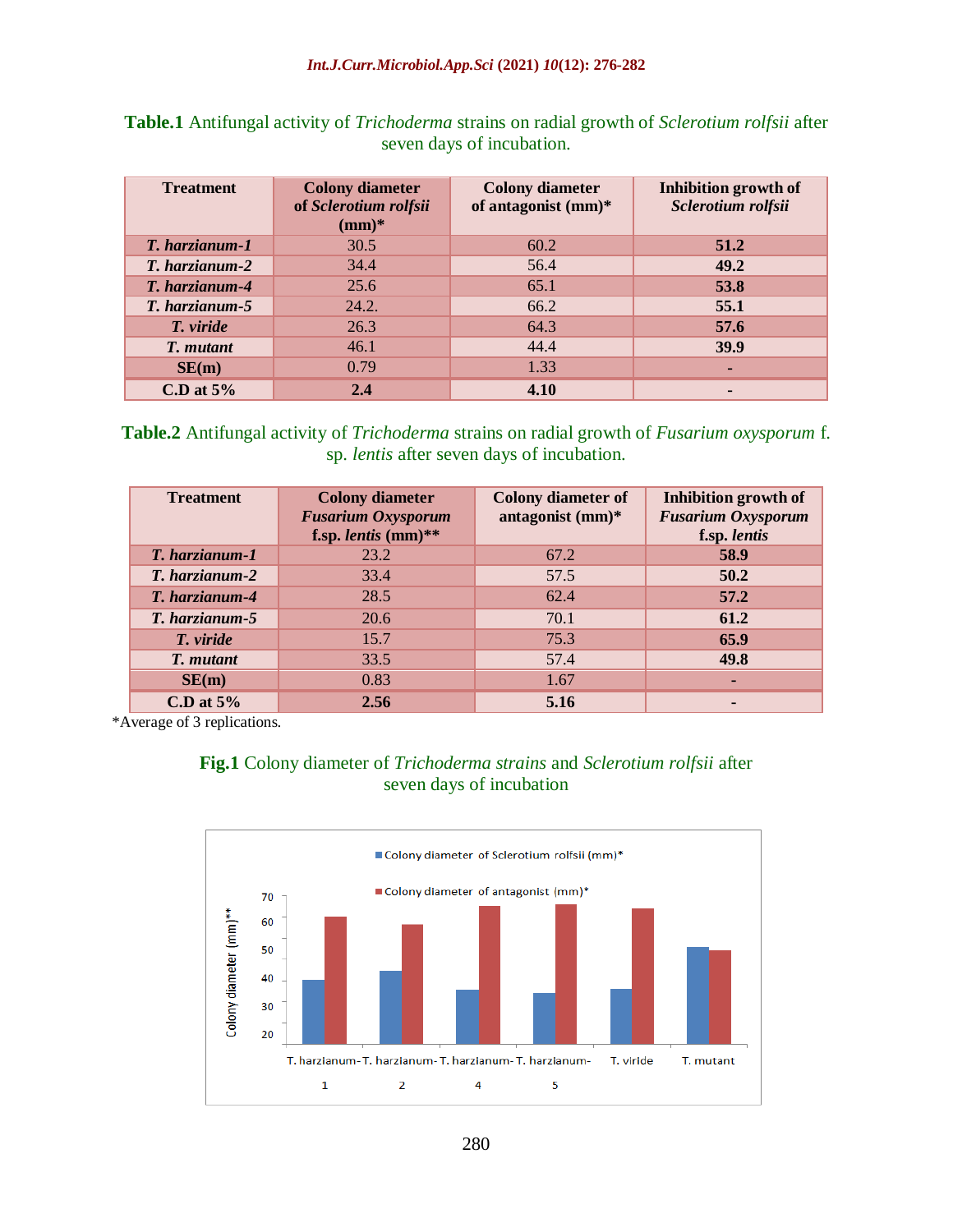**Table.1** Antifungal activity of *Trichoderma* strains on radial growth of *Sclerotium rolfsii* after seven days of incubation.

| Treatment | Colony diameter of *Sclerotium rolfsii* (mm)* | Colony diameter of antagonist (mm)* | Inhibition growth of *Sclerotium rolfsii* |
|---|---|---|---|
| ***T. harzianum-1*** | 30.5 | 60.2 | **51.2** |
| ***T. harzianum-2*** | 34.4 | 56.4 | **49.2** |
| ***T. harzianum-4*** | 25.6 | 65.1 | **53.8** |
| ***T. harzianum-5*** | 24.2. | 66.2 | **55.1** |
| ***T. viride*** | 26.3 | 64.3 | **57.6** |
| ***T. mutant*** | 46.1 | 44.4 | **39.9** |
| **SE(m)** | 0.79 | 1.33 | - |
| **C.D at 5%** | **2.4** | **4.10** | - |

**Table.2** Antifungal activity of *Trichoderma* strains on radial growth of *Fusarium oxysporum* f. sp. *lentis* after seven days of incubation.

| Treatment | Colony diameter *Fusarium Oxysporum* f.sp. *lentis* (mm)** | Colony diameter of antagonist (mm)* | Inhibition growth of *Fusarium Oxysporum* f.sp. *lentis* |
|---|---|---|---|
| ***T. harzianum-1*** | 23.2 | 67.2 | **58.9** |
| ***T. harzianum-2*** | 33.4 | 57.5 | **50.2** |
| ***T. harzianum-4*** | 28.5 | 62.4 | **57.2** |
| ***T. harzianum-5*** | 20.6 | 70.1 | **61.2** |
| ***T. viride*** | 15.7 | 75.3 | **65.9** |
| ***T. mutant*** | 33.5 | 57.4 | **49.8** |
| **SE(m)** | 0.83 | 1.67 | - |
| **C.D at 5%** | **2.56** | **5.16** | - |

*Average of 3 replications.

**Fig.1** Colony diameter of *Trichoderma strains* and *Sclerotium rolfsii* after seven days of incubation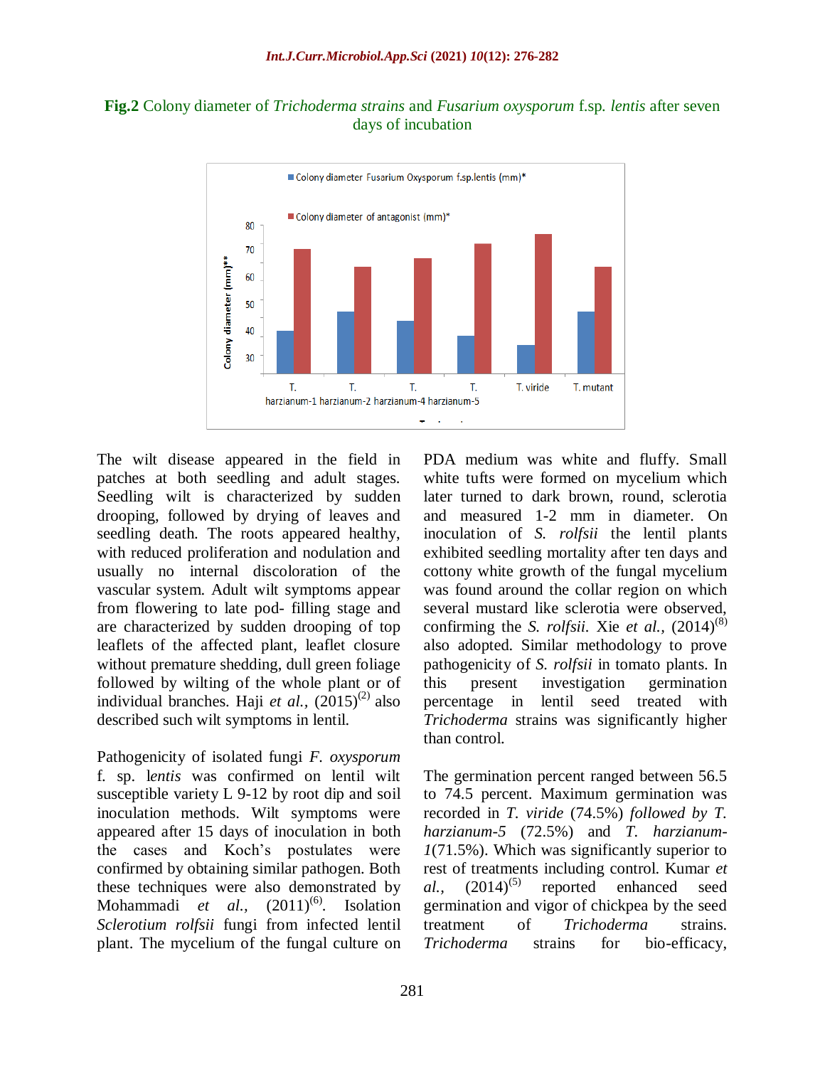**Fig.2** Colony diameter of *Trichoderma strains* and *Fusarium oxysporum* f.sp. *lentis* after seven days of incubation

The wilt disease appeared in the field in patches at both seedling and adult stages. Seedling wilt is characterized by sudden drooping, followed by drying of leaves and seedling death. The roots appeared healthy, with reduced proliferation and nodulation and usually no internal discoloration of the vascular system. Adult wilt symptoms appear from flowering to late pod- filling stage and are characterized by sudden drooping of top leaflets of the affected plant, leaflet closure without premature shedding, dull green foliage followed by wilting of the whole plant or of individual branches. Haji *et al.,* (2015)[2] also described such wilt symptoms in lentil.

Pathogenicity of isolated fungi *F. oxysporum* f. sp. l*entis* was confirmed on lentil wilt susceptible variety L 9-12 by root dip and soil inoculation methods. Wilt symptoms were appeared after 15 days of inoculation in both the cases and Koch's postulates were confirmed by obtaining similar pathogen. Both these techniques were also demonstrated by Mohammadi *et al.,* (2011)[6]. Isolation *Sclerotium rolfsii* fungi from infected lentil plant. The mycelium of the fungal culture on PDA medium was white and fluffy. Small white tufts were formed on mycelium which later turned to dark brown, round, sclerotia and measured 1-2 mm in diameter. On inoculation of *S. rolfsii* the lentil plants exhibited seedling mortality after ten days and cottony white growth of the fungal mycelium was found around the collar region on which several mustard like sclerotia were observed, confirming the *S. rolfsii.* Xie *et al.,* (2014)[8] also adopted. Similar methodology to prove pathogenicity of *S. rolfsii* in tomato plants. In this present investigation germination percentage in lentil seed treated with *Trichoderma* strains was significantly higher than control.

The germination percent ranged between 56.5 to 74.5 percent. Maximum germination was recorded in *T. viride* (74.5%) *followed by T. harzianum-5* (72.5%) and *T. harzianum-1*(71.5%). Which was significantly superior to rest of treatments including control. Kumar *et al.,* (2014)[5] reported enhanced seed germination and vigor of chickpea by the seed treatment of *Trichoderma* strains. *Trichoderma* strains for bio-efficacy,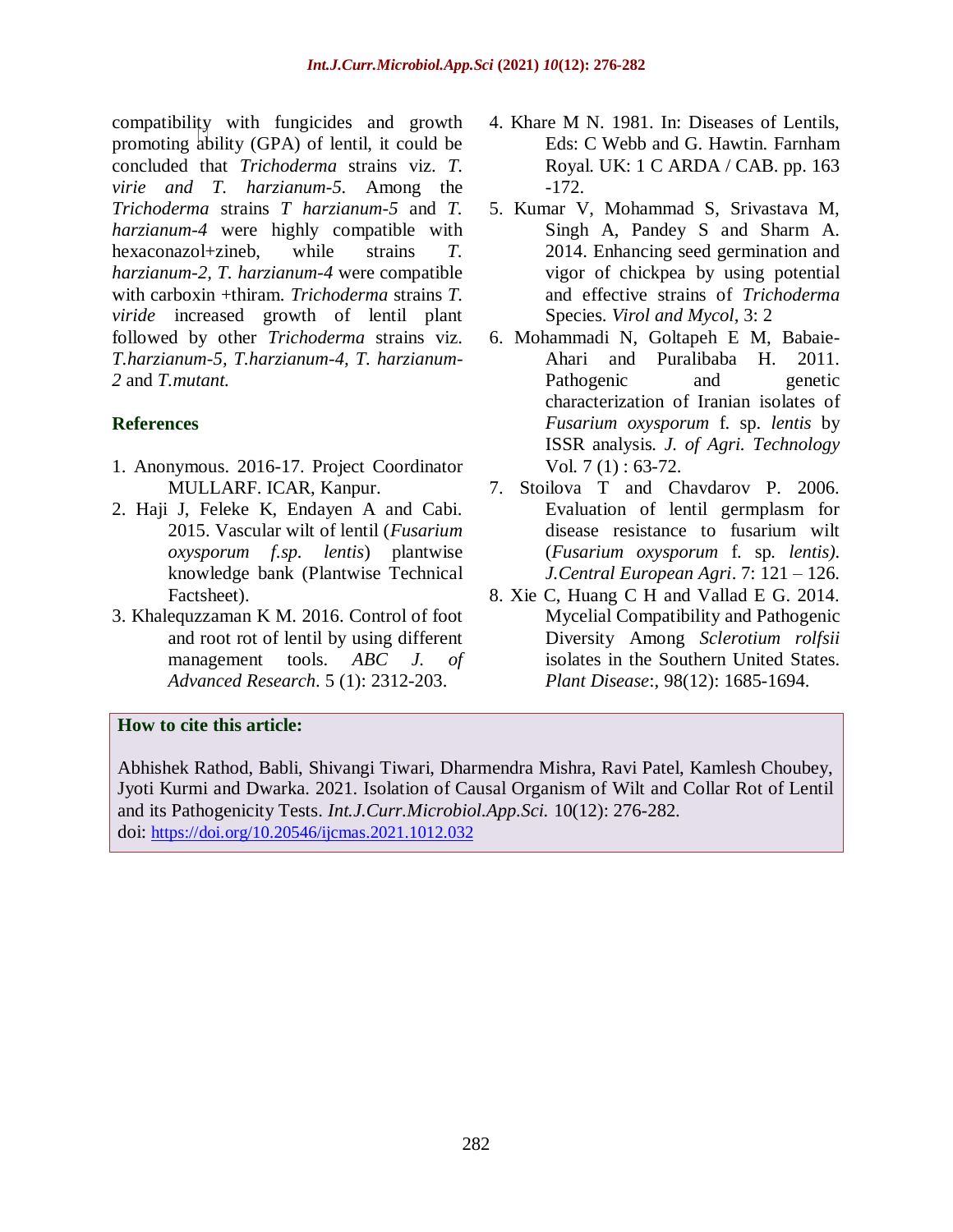compatibility with fungicides and growth promoting ability (GPA) of lentil, it could be concluded that *Trichoderma* strains viz. *T. virie and T. harzianum-5.* Among the *Trichoderma* strains *T harzianum-5* and *T. harzianum-4* were highly compatible with hexaconazol+zineb, while strains *T. harzianum-2, T. harzianum-4* were compatible with carboxin +thiram. *Trichoderma* strains *T. viride* increased growth of lentil plant followed by other *Trichoderma* strains viz. *T.harzianum-5, T.harzianum-4, T. harzianum-2* and *T.mutant.*

## References

1. Anonymous. 2016-17. Project Coordinator MULLARF. ICAR, Kanpur.
2. Haji J, Feleke K, Endayen A and Cabi. 2015. Vascular wilt of lentil (*Fusarium oxysporum f.sp. lentis*) plantwise knowledge bank (Plantwise Technical Factsheet).
3. Khalequzzaman K M. 2016. Control of foot and root rot of lentil by using different management tools. *ABC J. of Advanced Research*. 5 (1): 2312-203.
4. Khare M N. 1981. In: Diseases of Lentils, Eds: C Webb and G. Hawtin. Farnham Royal. UK: 1 C ARDA / CAB. pp. 163 -172.
5. Kumar V, Mohammad S, Srivastava M, Singh A, Pandey S and Sharm A. 2014. Enhancing seed germination and vigor of chickpea by using potential and effective strains of *Trichoderma* Species. *Virol and Mycol*, 3: 2
6. Mohammadi N, Goltapeh E M, Babaie-Ahari and Puralibaba H. 2011. Pathogenic and genetic characterization of Iranian isolates of *Fusarium oxysporum* f. sp. *lentis* by ISSR analysis. *J. of Agri. Technology* Vol. 7 (1) : 63-72.
7. Stoilova T and Chavdarov P. 2006. Evaluation of lentil germplasm for disease resistance to fusarium wilt (*Fusarium oxysporum* f. sp. *lentis)*. *J.Central European Agri*. 7: 121 – 126.
8. Xie C, Huang C H and Vallad E G. 2014. Mycelial Compatibility and Pathogenic Diversity Among *Sclerotium rolfsii* isolates in the Southern United States. *Plant Disease*:, 98(12): 1685-1694.

**How to cite this article:**

Abhishek Rathod, Babli, Shivangi Tiwari, Dharmendra Mishra, Ravi Patel, Kamlesh Choubey, Jyoti Kurmi and Dwarka. 2021. Isolation of Causal Organism of Wilt and Collar Rot of Lentil and its Pathogenicity Tests. *Int.J.Curr.Microbiol.App.Sci.* 10(12): 276-282.
doi: https://doi.org/10.20546/ijcmas.2021.1012.032